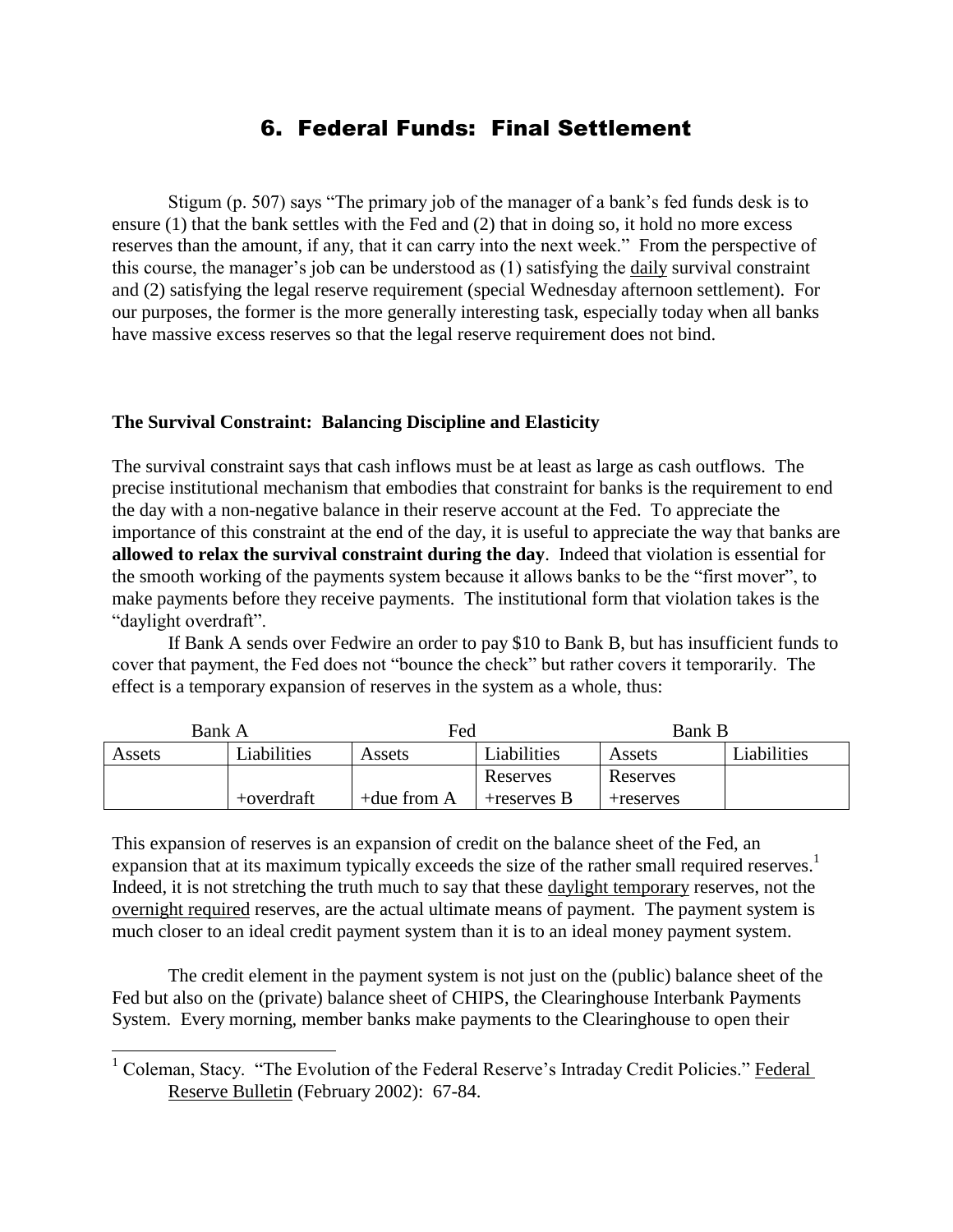# 6. Federal Funds: Final Settlement

Stigum (p. 507) says "The primary job of the manager of a bank's fed funds desk is to ensure (1) that the bank settles with the Fed and (2) that in doing so, it hold no more excess reserves than the amount, if any, that it can carry into the next week." From the perspective of this course, the manager's job can be understood as (1) satisfying the daily survival constraint and (2) satisfying the legal reserve requirement (special Wednesday afternoon settlement). For our purposes, the former is the more generally interesting task, especially today when all banks have massive excess reserves so that the legal reserve requirement does not bind.

**The Survival Constraint: Balancing Discipline and Elasticity**

The survival constraint says that cash inflows must be at least as large as cash outflows. The precise institutional mechanism that embodies that constraint for banks is the requirement to end the day with a non-negative balance in their reserve account at the Fed. To appreciate the importance of this constraint at the end of the day, it is useful to appreciate the way that banks are **allowed to relax the survival constraint during the day**. Indeed that violation is essential for the smooth working of the payments system because it allows banks to be the "first mover", to make payments before they receive payments. The institutional form that violation takes is the "daylight overdraft".

If Bank A sends over Fedwire an order to pay \$10 to Bank B, but has insufficient funds to cover that payment, the Fed does not "bounce the check" but rather covers it temporarily. The effect is a temporary expansion of reserves in the system as a whole, thus:

| Bank A | | Fed | | Bank B | |
|---|---|---|---|---|---|
| Assets | Liabilities | Assets | Liabilities | Assets | Liabilities |
| | +overdraft | +due from A | Reserves<br>+reserves B | Reserves<br>+reserves | |

This expansion of reserves is an expansion of credit on the balance sheet of the Fed, an expansion that at its maximum typically exceeds the size of the rather small required reserves.[1] Indeed, it is not stretching the truth much to say that these daylight temporary reserves, not the overnight required reserves, are the actual ultimate means of payment. The payment system is much closer to an ideal credit payment system than it is to an ideal money payment system.

The credit element in the payment system is not just on the (public) balance sheet of the Fed but also on the (private) balance sheet of CHIPS, the Clearinghouse Interbank Payments System. Every morning, member banks make payments to the Clearinghouse to open their

[1] Coleman, Stacy. "The Evolution of the Federal Reserve's Intraday Credit Policies." Federal Reserve Bulletin (February 2002): 67-84.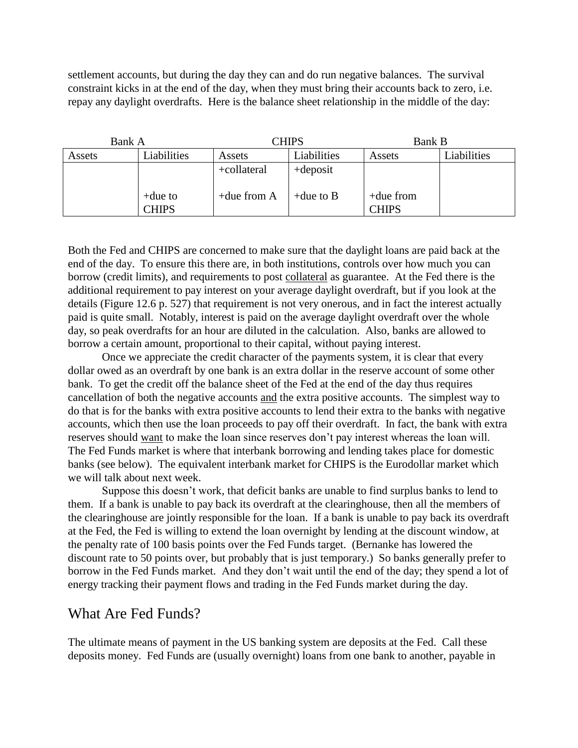settlement accounts, but during the day they can and do run negative balances. The survival constraint kicks in at the end of the day, when they must bring their accounts back to zero, i.e. repay any daylight overdrafts. Here is the balance sheet relationship in the middle of the day:

| Bank A | | CHIPS | | Bank B | |
|---|---|---|---|---|---|
| Assets | Liabilities | Assets | Liabilities | Assets | Liabilities |
| | | +collateral | +deposit | | |
| | +due to CHIPS | +due from A | +due to B | +due from CHIPS | |

Both the Fed and CHIPS are concerned to make sure that the daylight loans are paid back at the end of the day. To ensure this there are, in both institutions, controls over how much you can borrow (credit limits), and requirements to post <u>collateral</u> as guarantee. At the Fed there is the additional requirement to pay interest on your average daylight overdraft, but if you look at the details (Figure 12.6 p. 527) that requirement is not very onerous, and in fact the interest actually paid is quite small. Notably, interest is paid on the average daylight overdraft over the whole day, so peak overdrafts for an hour are diluted in the calculation. Also, banks are allowed to borrow a certain amount, proportional to their capital, without paying interest.

Once we appreciate the credit character of the payments system, it is clear that every dollar owed as an overdraft by one bank is an extra dollar in the reserve account of some other bank. To get the credit off the balance sheet of the Fed at the end of the day thus requires cancellation of both the negative accounts <u>and</u> the extra positive accounts. The simplest way to do that is for the banks with extra positive accounts to lend their extra to the banks with negative accounts, which then use the loan proceeds to pay off their overdraft. In fact, the bank with extra reserves should <u>want</u> to make the loan since reserves don't pay interest whereas the loan will. The Fed Funds market is where that interbank borrowing and lending takes place for domestic banks (see below). The equivalent interbank market for CHIPS is the Eurodollar market which we will talk about next week.

Suppose this doesn't work, that deficit banks are unable to find surplus banks to lend to them. If a bank is unable to pay back its overdraft at the clearinghouse, then all the members of the clearinghouse are jointly responsible for the loan. If a bank is unable to pay back its overdraft at the Fed, the Fed is willing to extend the loan overnight by lending at the discount window, at the penalty rate of 100 basis points over the Fed Funds target. (Bernanke has lowered the discount rate to 50 points over, but probably that is just temporary.) So banks generally prefer to borrow in the Fed Funds market. And they don't wait until the end of the day; they spend a lot of energy tracking their payment flows and trading in the Fed Funds market during the day.

## What Are Fed Funds?

The ultimate means of payment in the US banking system are deposits at the Fed. Call these deposits money. Fed Funds are (usually overnight) loans from one bank to another, payable in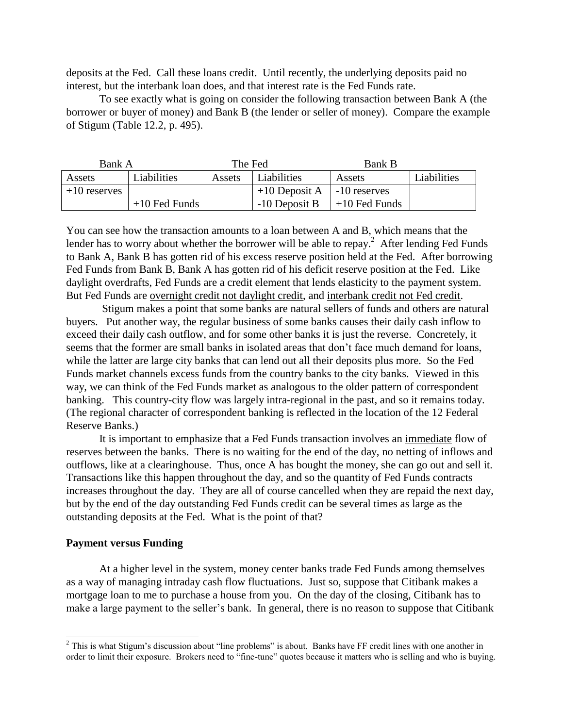deposits at the Fed. Call these loans credit. Until recently, the underlying deposits paid no interest, but the interbank loan does, and that interest rate is the Fed Funds rate.

To see exactly what is going on consider the following transaction between Bank A (the borrower or buyer of money) and Bank B (the lender or seller of money). Compare the example of Stigum (Table 12.2, p. 495).

| Bank A | | The Fed | | Bank B | |
|---|---|---|---|---|---|
| Assets | Liabilities | Assets | Liabilities | Assets | Liabilities |
| +10 reserves | | | +10 Deposit A | -10 reserves | |
| | +10 Fed Funds | | -10 Deposit B | +10 Fed Funds | |

You can see how the transaction amounts to a loan between A and B, which means that the lender has to worry about whether the borrower will be able to repay.[2] After lending Fed Funds to Bank A, Bank B has gotten rid of his excess reserve position held at the Fed. After borrowing Fed Funds from Bank B, Bank A has gotten rid of his deficit reserve position at the Fed. Like daylight overdrafts, Fed Funds are a credit element that lends elasticity to the payment system. But Fed Funds are <u>overnight credit not daylight credit</u>, and <u>interbank credit not Fed credit</u>.

Stigum makes a point that some banks are natural sellers of funds and others are natural buyers. Put another way, the regular business of some banks causes their daily cash inflow to exceed their daily cash outflow, and for some other banks it is just the reverse. Concretely, it seems that the former are small banks in isolated areas that don't face much demand for loans, while the latter are large city banks that can lend out all their deposits plus more. So the Fed Funds market channels excess funds from the country banks to the city banks. Viewed in this way, we can think of the Fed Funds market as analogous to the older pattern of correspondent banking. This country-city flow was largely intra-regional in the past, and so it remains today. (The regional character of correspondent banking is reflected in the location of the 12 Federal Reserve Banks.)

It is important to emphasize that a Fed Funds transaction involves an <u>immediate</u> flow of reserves between the banks. There is no waiting for the end of the day, no netting of inflows and outflows, like at a clearinghouse. Thus, once A has bought the money, she can go out and sell it. Transactions like this happen throughout the day, and so the quantity of Fed Funds contracts increases throughout the day. They are all of course cancelled when they are repaid the next day, but by the end of the day outstanding Fed Funds credit can be several times as large as the outstanding deposits at the Fed. What is the point of that?

### Payment versus Funding

At a higher level in the system, money center banks trade Fed Funds among themselves as a way of managing intraday cash flow fluctuations. Just so, suppose that Citibank makes a mortgage loan to me to purchase a house from you. On the day of the closing, Citibank has to make a large payment to the seller's bank. In general, there is no reason to suppose that Citibank

---

[2] This is what Stigum's discussion about "line problems" is about. Banks have FF credit lines with one another in order to limit their exposure. Brokers need to "fine-tune" quotes because it matters who is selling and who is buying.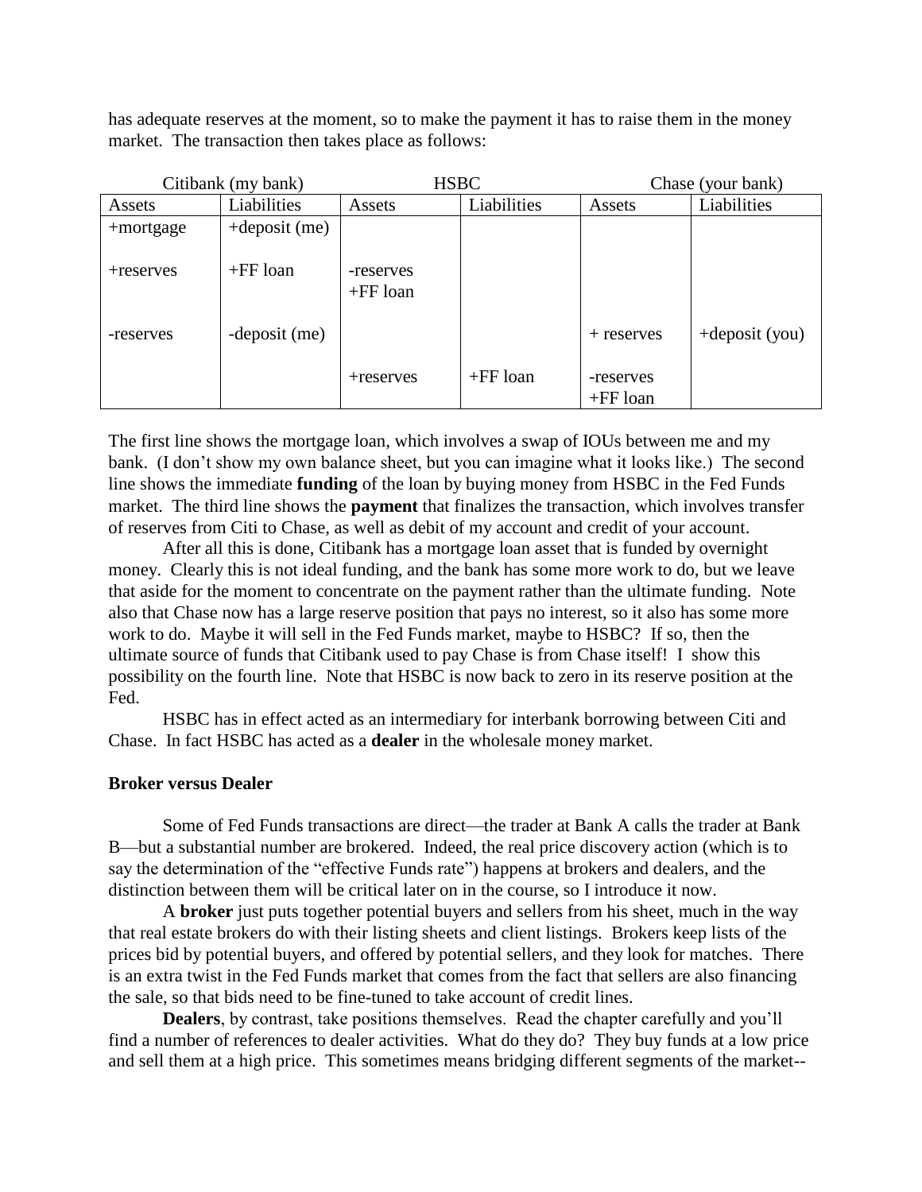has adequate reserves at the moment, so to make the payment it has to raise them in the money market. The transaction then takes place as follows:

| Citibank (my bank) | | HSBC | | Chase (your bank) | |
|---|---|---|---|---|---|
| Assets | Liabilities | Assets | Liabilities | Assets | Liabilities |
| +mortgage | +deposit (me) | | | | |
| +reserves | +FF loan | -reserves<br>+FF loan | | | |
| -reserves | -deposit (me) | | | + reserves | +deposit (you) |
| | | +reserves | +FF loan | -reserves<br>+FF loan | |

The first line shows the mortgage loan, which involves a swap of IOUs between me and my bank. (I don't show my own balance sheet, but you can imagine what it looks like.) The second line shows the immediate **funding** of the loan by buying money from HSBC in the Fed Funds market. The third line shows the **payment** that finalizes the transaction, which involves transfer of reserves from Citi to Chase, as well as debit of my account and credit of your account.

After all this is done, Citibank has a mortgage loan asset that is funded by overnight money. Clearly this is not ideal funding, and the bank has some more work to do, but we leave that aside for the moment to concentrate on the payment rather than the ultimate funding. Note also that Chase now has a large reserve position that pays no interest, so it also has some more work to do. Maybe it will sell in the Fed Funds market, maybe to HSBC? If so, then the ultimate source of funds that Citibank used to pay Chase is from Chase itself! I show this possibility on the fourth line. Note that HSBC is now back to zero in its reserve position at the Fed.

HSBC has in effect acted as an intermediary for interbank borrowing between Citi and Chase. In fact HSBC has acted as a **dealer** in the wholesale money market.

### Broker versus Dealer

Some of Fed Funds transactions are direct—the trader at Bank A calls the trader at Bank B—but a substantial number are brokered. Indeed, the real price discovery action (which is to say the determination of the "effective Funds rate") happens at brokers and dealers, and the distinction between them will be critical later on in the course, so I introduce it now.

A **broker** just puts together potential buyers and sellers from his sheet, much in the way that real estate brokers do with their listing sheets and client listings. Brokers keep lists of the prices bid by potential buyers, and offered by potential sellers, and they look for matches. There is an extra twist in the Fed Funds market that comes from the fact that sellers are also financing the sale, so that bids need to be fine-tuned to take account of credit lines.

**Dealers**, by contrast, take positions themselves. Read the chapter carefully and you'll find a number of references to dealer activities. What do they do? They buy funds at a low price and sell them at a high price. This sometimes means bridging different segments of the market--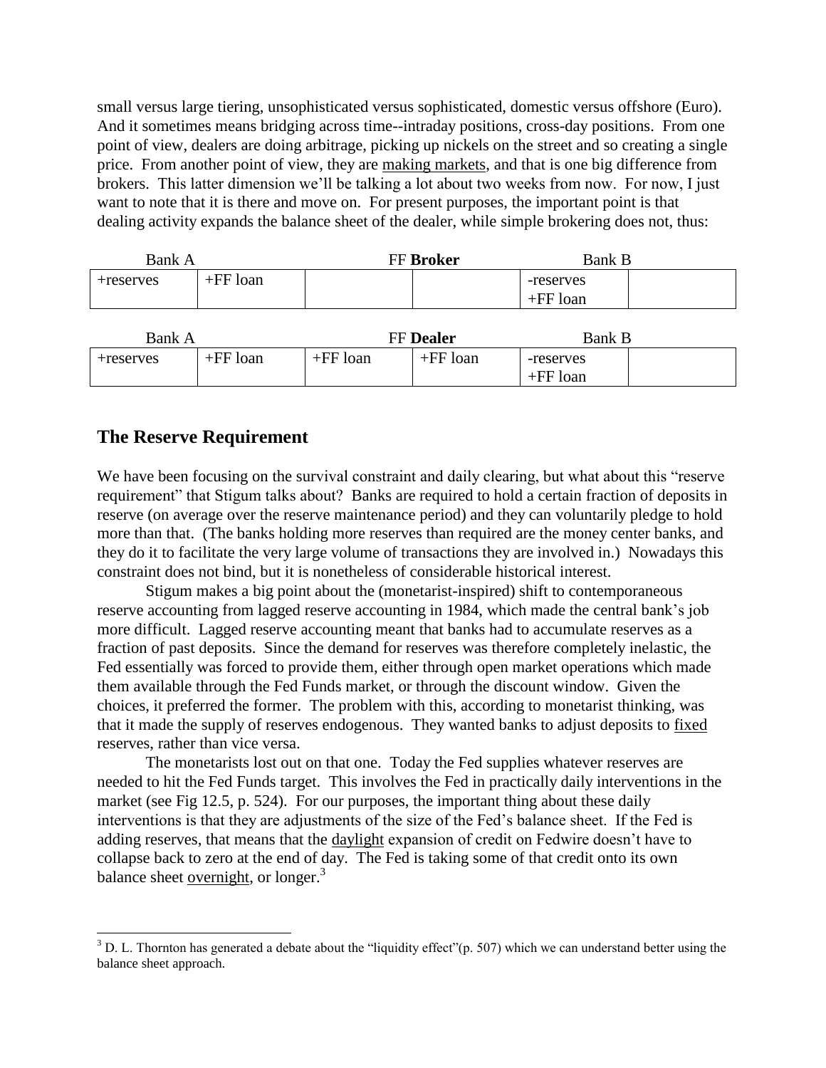small versus large tiering, unsophisticated versus sophisticated, domestic versus offshore (Euro). And it sometimes means bridging across time--intraday positions, cross-day positions. From one point of view, dealers are doing arbitrage, picking up nickels on the street and so creating a single price. From another point of view, they are making markets, and that is one big difference from brokers. This latter dimension we'll be talking a lot about two weeks from now. For now, I just want to note that it is there and move on. For present purposes, the important point is that dealing activity expands the balance sheet of the dealer, while simple brokering does not, thus:

| Bank A | | FF **Broker** | | Bank B | |
|---|---|---|---|---|---|
| +reserves | +FF loan | | | -reserves<br>+FF loan | |

| Bank A | | FF **Dealer** | | Bank B | |
|---|---|---|---|---|---|
| +reserves | +FF loan | +FF loan | +FF loan | -reserves<br>+FF loan | |

## The Reserve Requirement

We have been focusing on the survival constraint and daily clearing, but what about this "reserve requirement" that Stigum talks about? Banks are required to hold a certain fraction of deposits in reserve (on average over the reserve maintenance period) and they can voluntarily pledge to hold more than that. (The banks holding more reserves than required are the money center banks, and they do it to facilitate the very large volume of transactions they are involved in.) Nowadays this constraint does not bind, but it is nonetheless of considerable historical interest.

Stigum makes a big point about the (monetarist-inspired) shift to contemporaneous reserve accounting from lagged reserve accounting in 1984, which made the central bank's job more difficult. Lagged reserve accounting meant that banks had to accumulate reserves as a fraction of past deposits. Since the demand for reserves was therefore completely inelastic, the Fed essentially was forced to provide them, either through open market operations which made them available through the Fed Funds market, or through the discount window. Given the choices, it preferred the former. The problem with this, according to monetarist thinking, was that it made the supply of reserves endogenous. They wanted banks to adjust deposits to fixed reserves, rather than vice versa.

The monetarists lost out on that one. Today the Fed supplies whatever reserves are needed to hit the Fed Funds target. This involves the Fed in practically daily interventions in the market (see Fig 12.5, p. 524). For our purposes, the important thing about these daily interventions is that they are adjustments of the size of the Fed's balance sheet. If the Fed is adding reserves, that means that the daylight expansion of credit on Fedwire doesn't have to collapse back to zero at the end of day. The Fed is taking some of that credit onto its own balance sheet overnight, or longer.[3]

[3] D. L. Thornton has generated a debate about the "liquidity effect"(p. 507) which we can understand better using the balance sheet approach.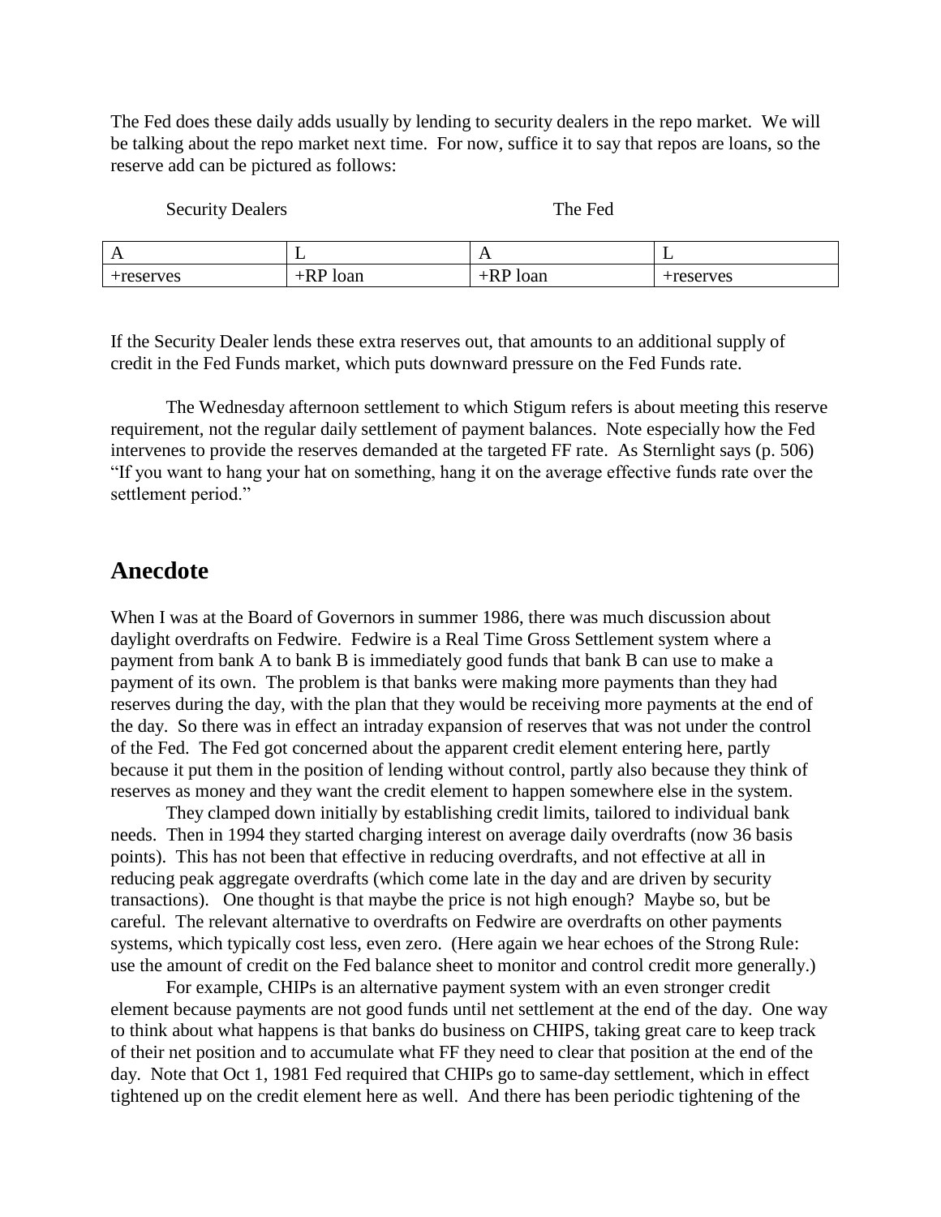The Fed does these daily adds usually by lending to security dealers in the repo market. We will be talking about the repo market next time. For now, suffice it to say that repos are loans, so the reserve add can be pictured as follows:

| Security Dealers | | The Fed | |
|---|---|---|---|
| A | L | A | L |
| +reserves | +RP loan | +RP loan | +reserves |

If the Security Dealer lends these extra reserves out, that amounts to an additional supply of credit in the Fed Funds market, which puts downward pressure on the Fed Funds rate.

The Wednesday afternoon settlement to which Stigum refers is about meeting this reserve requirement, not the regular daily settlement of payment balances. Note especially how the Fed intervenes to provide the reserves demanded at the targeted FF rate. As Sternlight says (p. 506) "If you want to hang your hat on something, hang it on the average effective funds rate over the settlement period."

## Anecdote

When I was at the Board of Governors in summer 1986, there was much discussion about daylight overdrafts on Fedwire. Fedwire is a Real Time Gross Settlement system where a payment from bank A to bank B is immediately good funds that bank B can use to make a payment of its own. The problem is that banks were making more payments than they had reserves during the day, with the plan that they would be receiving more payments at the end of the day. So there was in effect an intraday expansion of reserves that was not under the control of the Fed. The Fed got concerned about the apparent credit element entering here, partly because it put them in the position of lending without control, partly also because they think of reserves as money and they want the credit element to happen somewhere else in the system.

They clamped down initially by establishing credit limits, tailored to individual bank needs. Then in 1994 they started charging interest on average daily overdrafts (now 36 basis points). This has not been that effective in reducing overdrafts, and not effective at all in reducing peak aggregate overdrafts (which come late in the day and are driven by security transactions). One thought is that maybe the price is not high enough? Maybe so, but be careful. The relevant alternative to overdrafts on Fedwire are overdrafts on other payments systems, which typically cost less, even zero. (Here again we hear echoes of the Strong Rule: use the amount of credit on the Fed balance sheet to monitor and control credit more generally.)

For example, CHIPs is an alternative payment system with an even stronger credit element because payments are not good funds until net settlement at the end of the day. One way to think about what happens is that banks do business on CHIPS, taking great care to keep track of their net position and to accumulate what FF they need to clear that position at the end of the day. Note that Oct 1, 1981 Fed required that CHIPs go to same-day settlement, which in effect tightened up on the credit element here as well. And there has been periodic tightening of the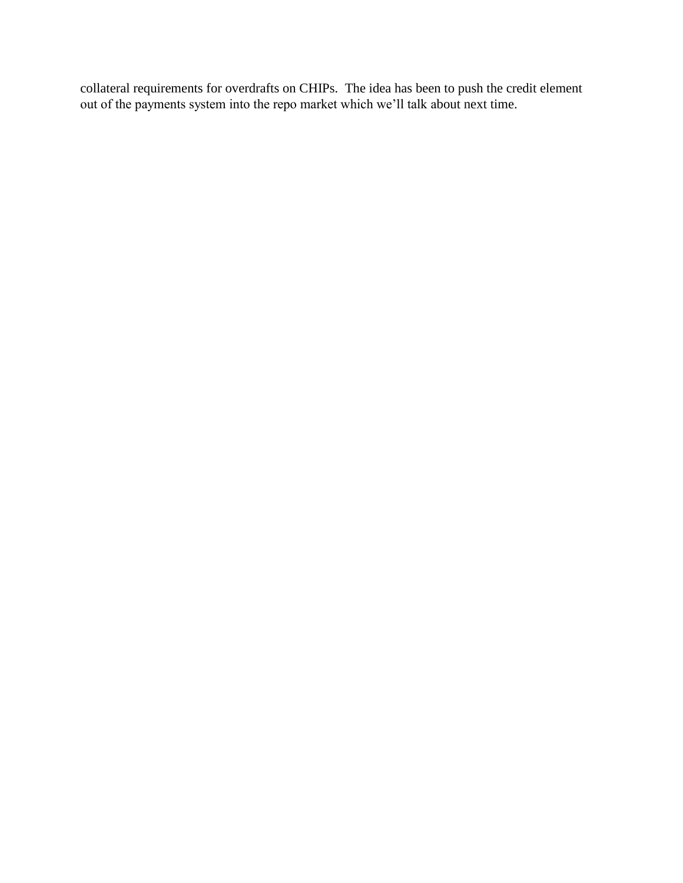collateral requirements for overdrafts on CHIPs. The idea has been to push the credit element out of the payments system into the repo market which we'll talk about next time.